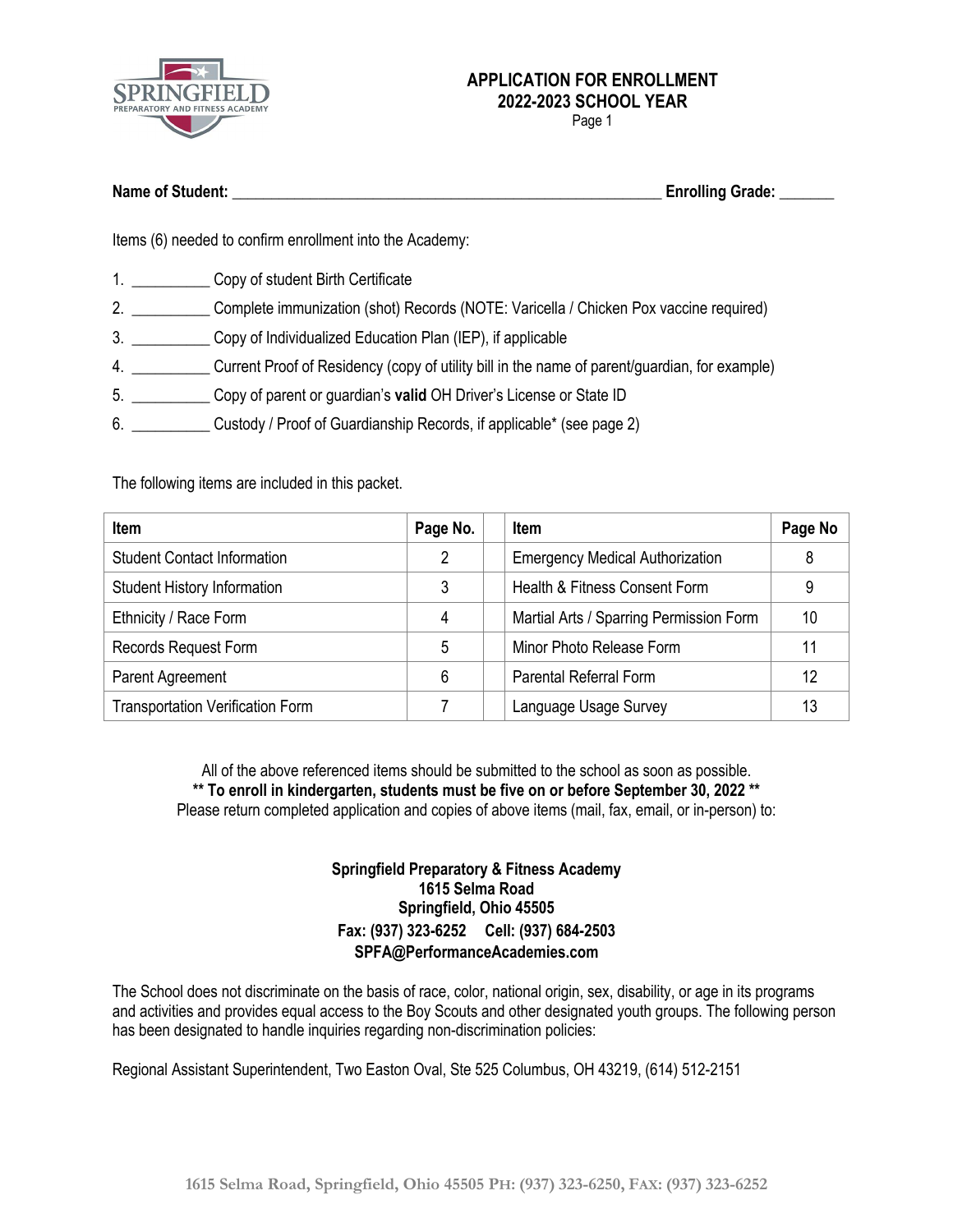# APPLICATION FOR ENROLLMENT
## 2022-2023 SCHOOL YEAR
Page 1

**Name of Student:** ________________________________________________________ **Enrolling Grade:** _______

Items (6) needed to confirm enrollment into the Academy:

1. __________ Copy of student Birth Certificate
2. __________ Complete immunization (shot) Records (NOTE: Varicella / Chicken Pox vaccine required)
3. __________ Copy of Individualized Education Plan (IEP), if applicable
4. __________ Current Proof of Residency (copy of utility bill in the name of parent/guardian, for example)
5. __________ Copy of parent or guardian's **valid** OH Driver's License or State ID
6. __________ Custody / Proof of Guardianship Records, if applicable* (see page 2)

The following items are included in this packet.

| Item | Page No. | | Item | Page No |
|---|---|---|---|---|
| Student Contact Information | 2 | | Emergency Medical Authorization | 8 |
| Student History Information | 3 | | Health & Fitness Consent Form | 9 |
| Ethnicity / Race Form | 4 | | Martial Arts / Sparring Permission Form | 10 |
| Records Request Form | 5 | | Minor Photo Release Form | 11 |
| Parent Agreement | 6 | | Parental Referral Form | 12 |
| Transportation Verification Form | 7 | | Language Usage Survey | 13 |

All of the above referenced items should be submitted to the school as soon as possible.
**** To enroll in kindergarten, students must be five on or before September 30, 2022 ****
Please return completed application and copies of above items (mail, fax, email, or in-person) to:

**Springfield Preparatory & Fitness Academy**
**1615 Selma Road**
**Springfield, Ohio 45505**
**Fax: (937) 323-6252 Cell: (937) 684-2503**
**SPFA@PerformanceAcademies.com**

The School does not discriminate on the basis of race, color, national origin, sex, disability, or age in its programs and activities and provides equal access to the Boy Scouts and other designated youth groups. The following person has been designated to handle inquiries regarding non-discrimination policies:

Regional Assistant Superintendent, Two Easton Oval, Ste 525 Columbus, OH 43219, (614) 512-2151

1615 Selma Road, Springfield, Ohio 45505 PH: (937) 323-6250, FAX: (937) 323-6252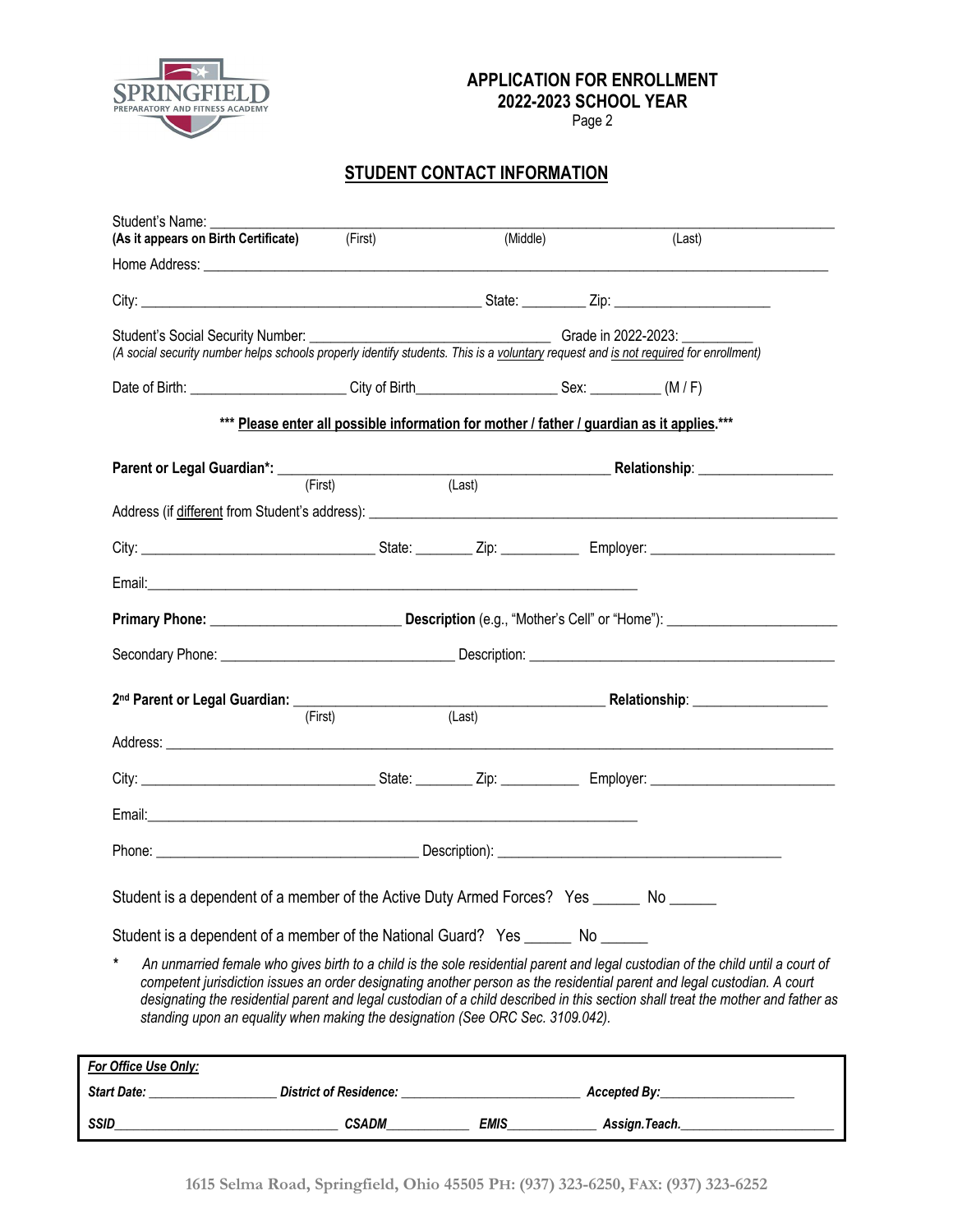**APPLICATION FOR ENROLLMENT**
**2022-2023 SCHOOL YEAR**
Page 2

## STUDENT CONTACT INFORMATION

Student's Name: ______________________________________________________________________
**(As it appears on Birth Certificate)** (First) (Middle) (Last)

Home Address: ______________________________________________________________________

City: ____________________________________ State: ________ Zip: ____________________

Student's Social Security Number: ____________________________ Grade in 2022-2023: _________
*(A social security number helps schools properly identify students. This is a voluntary request and is not required for enrollment)*

Date of Birth: ____________________ City of Birth__________________ Sex: _________ (M / F)

*** **Please enter all possible information for mother / father / guardian as it applies.** ***

**Parent or Legal Guardian*:** ________________________________________ **Relationship**: _________________
(First) (Last)

Address (if different from Student's address): ______________________________________________

City: ____________________________ State: ________ Zip: __________ Employer: ________________________

Email:______________________________________________________________

**Primary Phone:** ________________________ **Description** (e.g., "Mother's Cell" or "Home"): ______________________

Secondary Phone: ______________________________ Description: ________________________________________

**2nd Parent or Legal Guardian:** ________________________________________ **Relationship**: _________________
(First) (Last)

Address: ________________________________________________________________________________

City: ____________________________ State: ________ Zip: __________ Employer: ________________________

Email:______________________________________________________________

Phone: __________________________________ Description): ______________________________________

Student is a dependent of a member of the Active Duty Armed Forces? Yes ______ No ______

Student is a dependent of a member of the National Guard? Yes ______ No ______

\* *An unmarried female who gives birth to a child is the sole residential parent and legal custodian of the child until a court of competent jurisdiction issues an order designating another person as the residential parent and legal custodian. A court designating the residential parent and legal custodian of a child described in this section shall treat the mother and father as standing upon an equality when making the designation (See ORC Sec. 3109.042).*

***For Office Use Only:***

***Start Date:*** _________________ ***District of Residence:*** _________________________ ***Accepted By:*** ___________________

***SSID***_______________________________ ***CSADM***____________ ***EMIS***_____________ ***Assign.Teach.***______________________

1615 Selma Road, Springfield, Ohio 45505 PH: (937) 323-6250, FAX: (937) 323-6252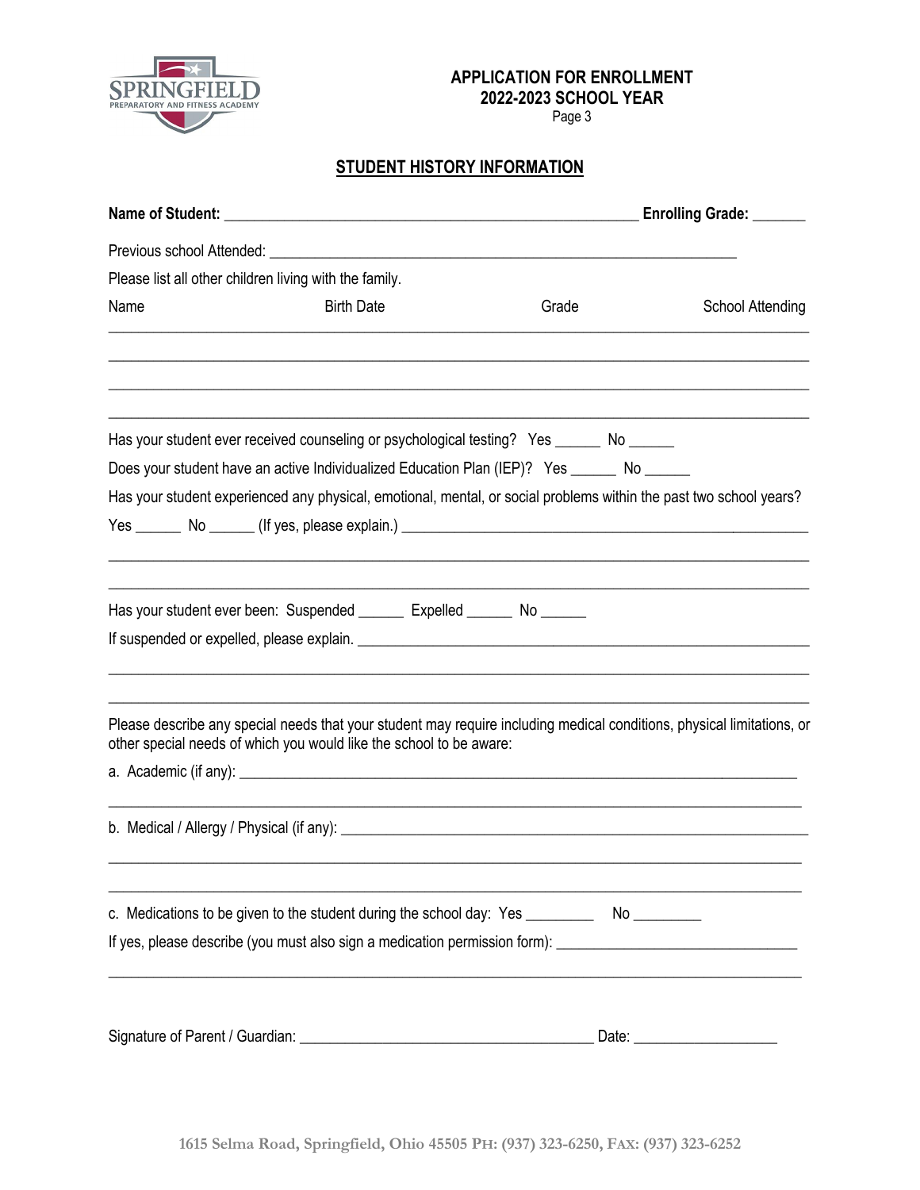**APPLICATION FOR ENROLLMENT**
**2022-2023 SCHOOL YEAR**
Page 3

## STUDENT HISTORY INFORMATION

**Name of Student:** ______________________________________________________ **Enrolling Grade:** _______

Previous school Attended: ____________________________________________________________

Please list all other children living with the family.

| Name | Birth Date | Grade | School Attending |
|---|---|---|---|
| | | | |
| | | | |
| | | | |
| | | | |

Has your student ever received counseling or psychological testing? Yes ______ No ______

Does your student have an active Individualized Education Plan (IEP)? Yes ______ No ______

Has your student experienced any physical, emotional, mental, or social problems within the past two school years?

Yes ______ No ______ (If yes, please explain.) ______________________________________________________

_____________________________________________________________________________________________

_____________________________________________________________________________________________

Has your student ever been: Suspended ______ Expelled ______ No ______

If suspended or expelled, please explain. ____________________________________________________________

_____________________________________________________________________________________________

_____________________________________________________________________________________________

Please describe any special needs that your student may require including medical conditions, physical limitations, or other special needs of which you would like the school to be aware:

a. Academic (if any): _____________________________________________________________________________

_____________________________________________________________________________________________

b. Medical / Allergy / Physical (if any): _________________________________________________________________

_____________________________________________________________________________________________

_____________________________________________________________________________________________

c. Medications to be given to the student during the school day: Yes _________ No _________

If yes, please describe (you must also sign a medication permission form): _______________________________

_____________________________________________________________________________________________

Signature of Parent / Guardian: ______________________________________ Date: __________________

1615 Selma Road, Springfield, Ohio 45505 PH: (937) 323-6250, FAX: (937) 323-6252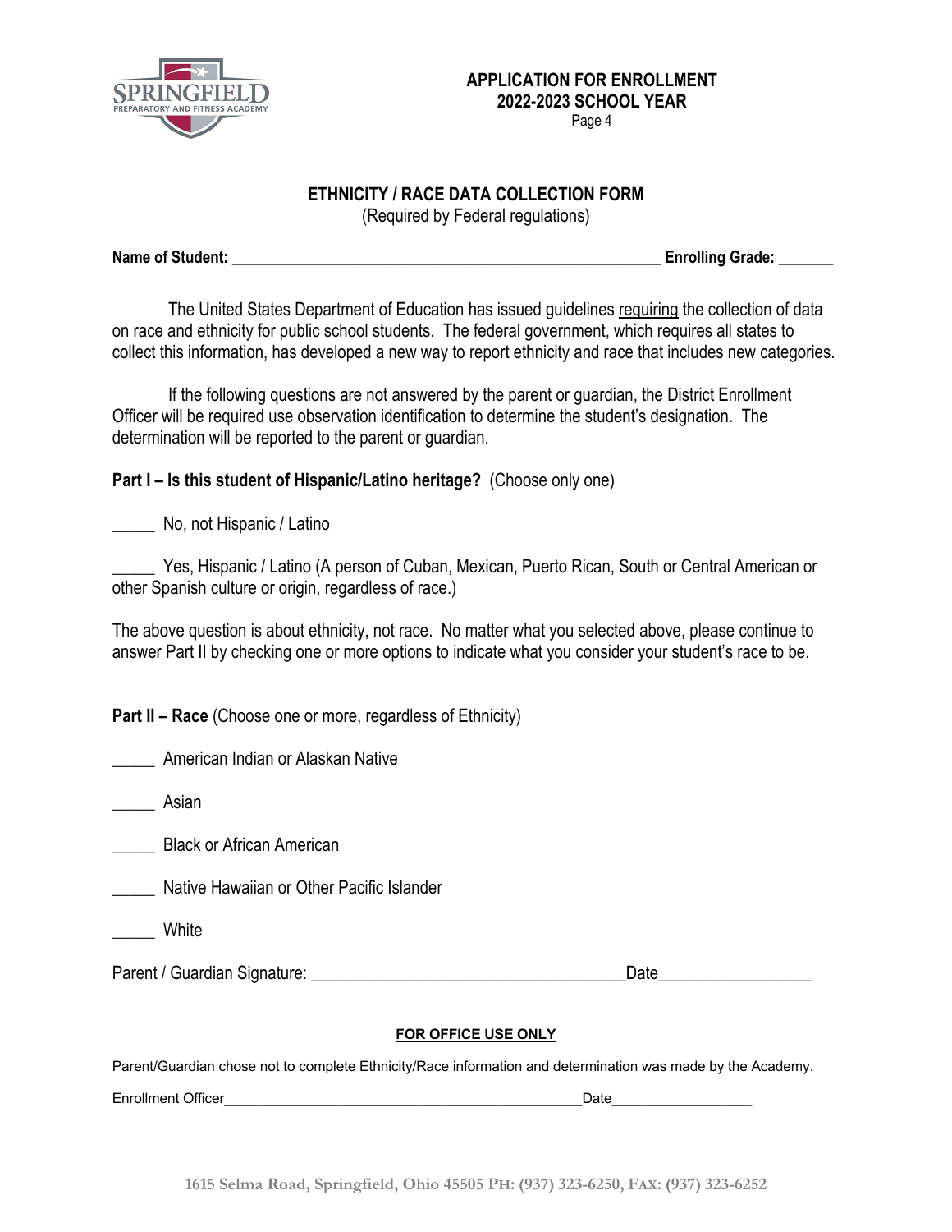**APPLICATION FOR ENROLLMENT**
**2022-2023 SCHOOL YEAR**
Page 4

## ETHNICITY / RACE DATA COLLECTION FORM

(Required by Federal regulations)

**Name of Student:** ______________________________________________________ **Enrolling Grade:** _______

The United States Department of Education has issued guidelines requiring the collection of data on race and ethnicity for public school students. The federal government, which requires all states to collect this information, has developed a new way to report ethnicity and race that includes new categories.

If the following questions are not answered by the parent or guardian, the District Enrollment Officer will be required use observation identification to determine the student's designation. The determination will be reported to the parent or guardian.

**Part I – Is this student of Hispanic/Latino heritage?** (Choose only one)

_____ No, not Hispanic / Latino

_____ Yes, Hispanic / Latino (A person of Cuban, Mexican, Puerto Rican, South or Central American or other Spanish culture or origin, regardless of race.)

The above question is about ethnicity, not race. No matter what you selected above, please continue to answer Part II by checking one or more options to indicate what you consider your student's race to be.

**Part II – Race** (Choose one or more, regardless of Ethnicity)

_____ American Indian or Alaskan Native

_____ Asian

_____ Black or African American

_____ Native Hawaiian or Other Pacific Islander

_____ White

Parent / Guardian Signature: ____________________________________Date_________________

**FOR OFFICE USE ONLY**

Parent/Guardian chose not to complete Ethnicity/Race information and determination was made by the Academy.

Enrollment Officer______________________________________________Date_________________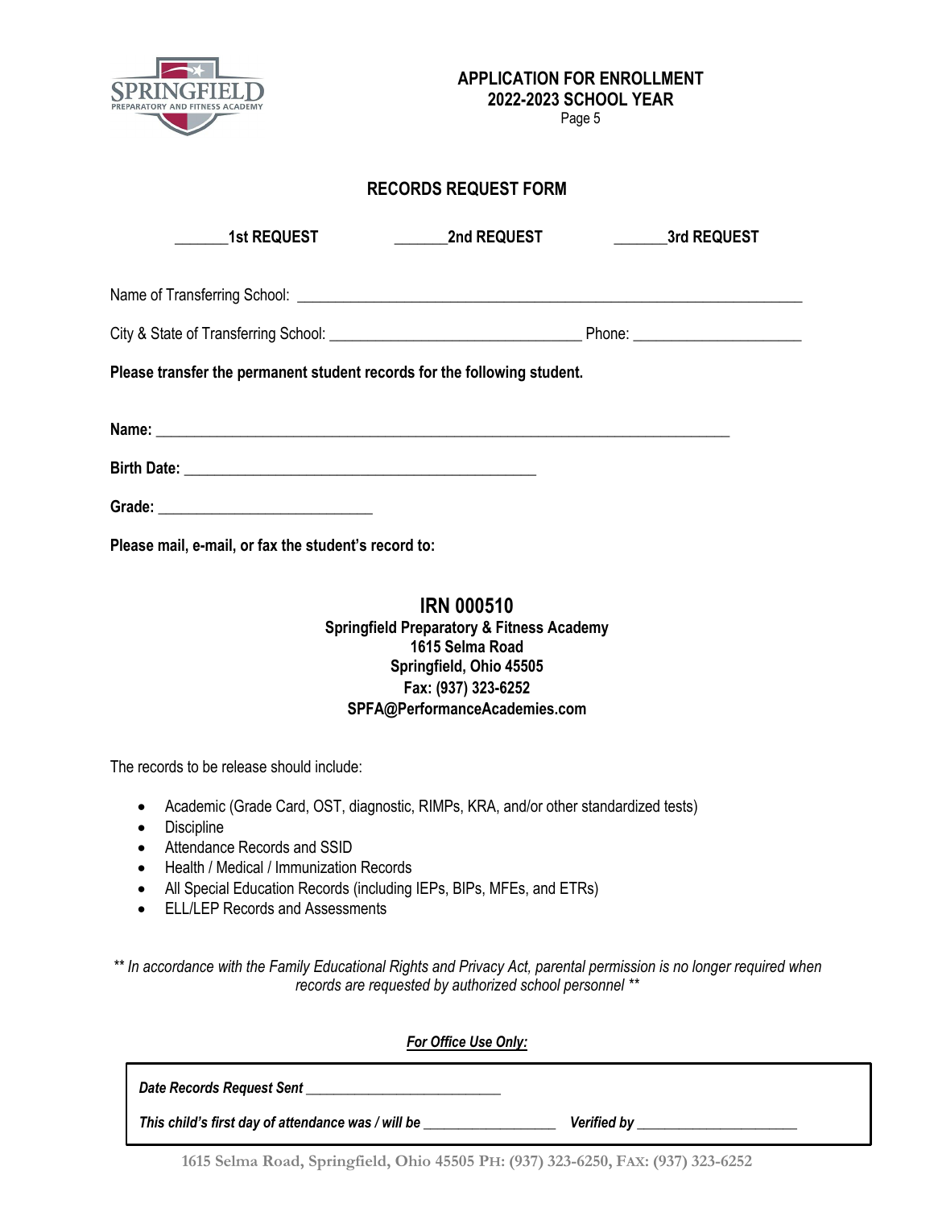**APPLICATION FOR ENROLLMENT**
**2022-2023 SCHOOL YEAR**

## RECORDS REQUEST FORM

_______**1st REQUEST** _______**2nd REQUEST** _______**3rd REQUEST**

Name of Transferring School: ____________________________________________________________________

City & State of Transferring School: ________________________________ Phone: _____________________

**Please transfer the permanent student records for the following student.**

**Name:** ___________________________________________________________________________

**Birth Date:** ______________________________________________

**Grade:** ___________________________

**Please mail, e-mail, or fax the student's record to:**

**IRN 000510**
**Springfield Preparatory & Fitness Academy**
**1615 Selma Road**
**Springfield, Ohio 45505**
**Fax: (937) 323-6252**
**SPFA@PerformanceAcademies.com**

The records to be release should include:

- Academic (Grade Card, OST, diagnostic, RIMPs, KRA, and/or other standardized tests)
- Discipline
- Attendance Records and SSID
- Health / Medical / Immunization Records
- All Special Education Records (including IEPs, BIPs, MFEs, and ETRs)
- ELL/LEP Records and Assessments

*\*\* In accordance with the Family Educational Rights and Privacy Act, parental permission is no longer required when records are requested by authorized school personnel \*\**

***For Office Use Only:***

*Date Records Request Sent* ___________________________

*This child's first day of attendance was / will be* __________________ *Verified by* ______________________

1615 Selma Road, Springfield, Ohio 45505 PH: (937) 323-6250, FAX: (937) 323-6252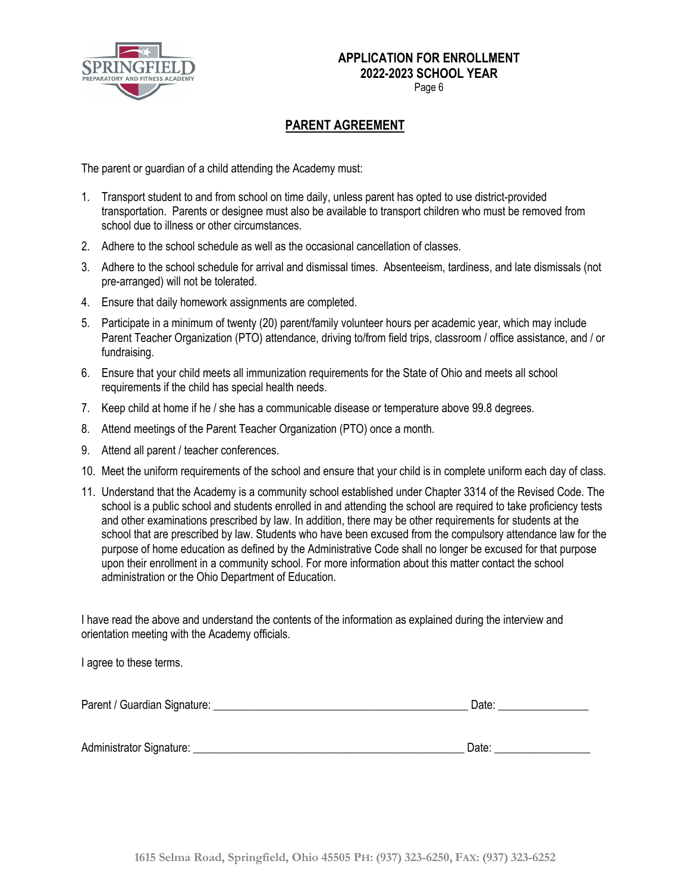**APPLICATION FOR ENROLLMENT**
**2022-2023 SCHOOL YEAR**

## PARENT AGREEMENT

The parent or guardian of a child attending the Academy must:

1. Transport student to and from school on time daily, unless parent has opted to use district-provided transportation. Parents or designee must also be available to transport children who must be removed from school due to illness or other circumstances.
2. Adhere to the school schedule as well as the occasional cancellation of classes.
3. Adhere to the school schedule for arrival and dismissal times. Absenteeism, tardiness, and late dismissals (not pre-arranged) will not be tolerated.
4. Ensure that daily homework assignments are completed.
5. Participate in a minimum of twenty (20) parent/family volunteer hours per academic year, which may include Parent Teacher Organization (PTO) attendance, driving to/from field trips, classroom / office assistance, and / or fundraising.
6. Ensure that your child meets all immunization requirements for the State of Ohio and meets all school requirements if the child has special health needs.
7. Keep child at home if he / she has a communicable disease or temperature above 99.8 degrees.
8. Attend meetings of the Parent Teacher Organization (PTO) once a month.
9. Attend all parent / teacher conferences.
10. Meet the uniform requirements of the school and ensure that your child is in complete uniform each day of class.
11. Understand that the Academy is a community school established under Chapter 3314 of the Revised Code. The school is a public school and students enrolled in and attending the school are required to take proficiency tests and other examinations prescribed by law. In addition, there may be other requirements for students at the school that are prescribed by law. Students who have been excused from the compulsory attendance law for the purpose of home education as defined by the Administrative Code shall no longer be excused for that purpose upon their enrollment in a community school. For more information about this matter contact the school administration or the Ohio Department of Education.

I have read the above and understand the contents of the information as explained during the interview and orientation meeting with the Academy officials.

I agree to these terms.

Parent / Guardian Signature: _____________________________________________ Date: ________________

Administrator Signature: ________________________________________________ Date: _________________

1615 Selma Road, Springfield, Ohio 45505 PH: (937) 323-6250, FAX: (937) 323-6252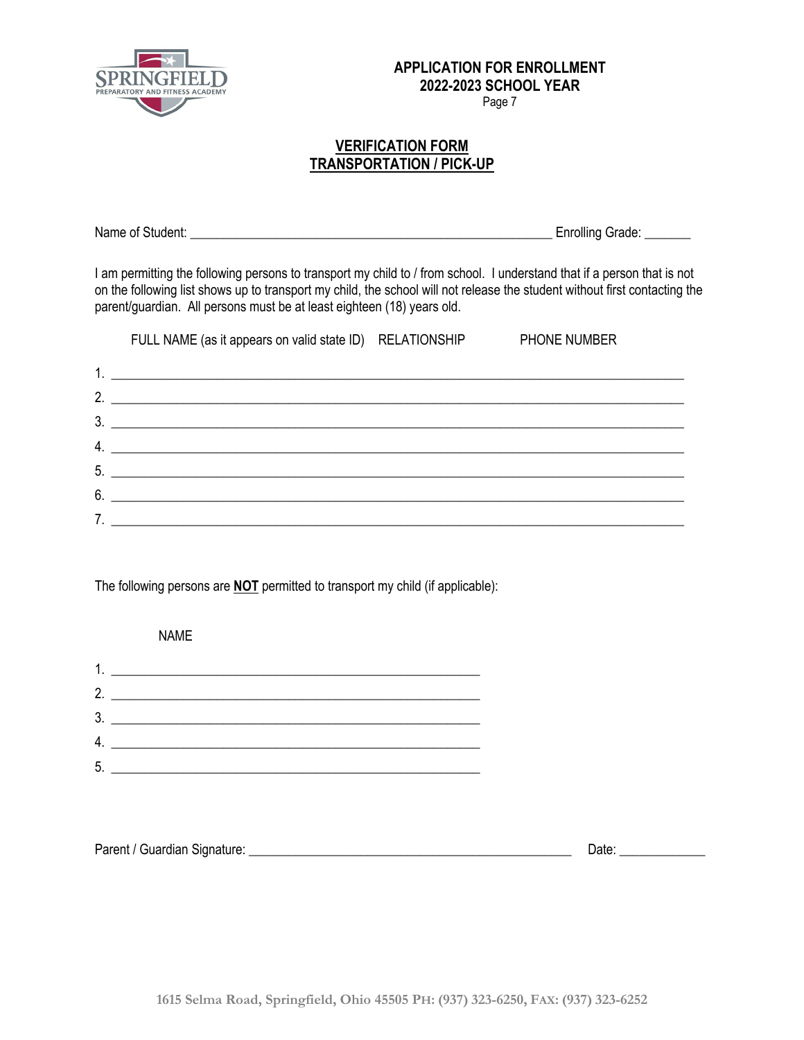**APPLICATION FOR ENROLLMENT**
**2022-2023 SCHOOL YEAR**

## VERIFICATION FORM
## TRANSPORTATION / PICK-UP

Name of Student: ______________________________________________________ Enrolling Grade: _______

I am permitting the following persons to transport my child to / from school. I understand that if a person that is not on the following list shows up to transport my child, the school will not release the student without first contacting the parent/guardian. All persons must be at least eighteen (18) years old.

| | FULL NAME (as it appears on valid state ID) | RELATIONSHIP | PHONE NUMBER |
|---|---|---|---|
| 1. | | | |
| 2. | | | |
| 3. | | | |
| 4. | | | |
| 5. | | | |
| 6. | | | |
| 7. | | | |

The following persons are **NOT** permitted to transport my child (if applicable):

| | NAME |
|---|---|
| 1. | |
| 2. | |
| 3. | |
| 4. | |
| 5. | |

Parent / Guardian Signature: __________________________________________________ Date: _____________

1615 Selma Road, Springfield, Ohio 45505 PH: (937) 323-6250, FAX: (937) 323-6252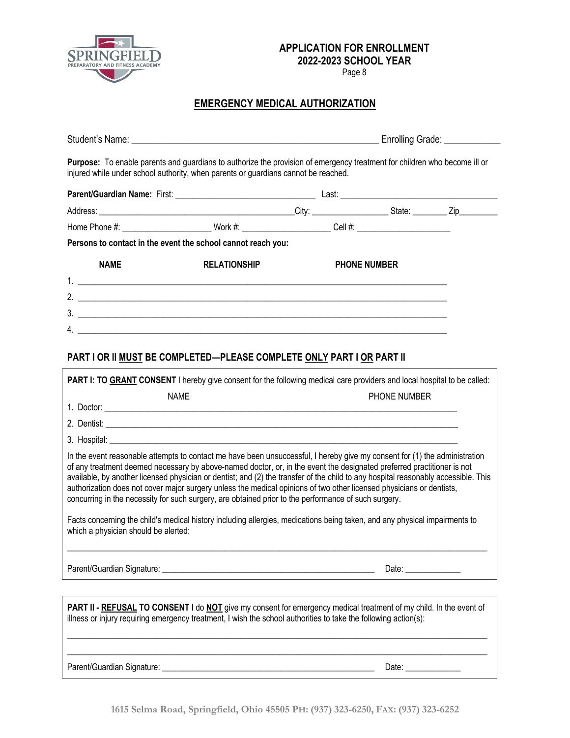**APPLICATION FOR ENROLLMENT**
**2022-2023 SCHOOL YEAR**

## EMERGENCY MEDICAL AUTHORIZATION

Student's Name: ____________________________________________ Enrolling Grade: __________

**Purpose:** To enable parents and guardians to authorize the provision of emergency treatment for children who become ill or injured while under school authority, when parents or guardians cannot be reached.

**Parent/Guardian Name:** First: ____________________________ Last: ________________________________

Address: ________________________________________City: _______________ State: _______ Zip________

Home Phone #: __________________ Work #: __________________ Cell #: ____________________

**Persons to contact in the event the school cannot reach you:**

| NAME | RELATIONSHIP | PHONE NUMBER |
|---|---|---|
| 1. | | |
| 2. | | |
| 3. | | |
| 4. | | |

### PART I OR II MUST BE COMPLETED—PLEASE COMPLETE ONLY PART I OR PART II

**PART I: TO GRANT CONSENT** I hereby give consent for the following medical care providers and local hospital to be called:

| | NAME | PHONE NUMBER |
|---|---|---|
| 1. Doctor: | | |
| 2. Dentist: | | |
| 3. Hospital: | | |

In the event reasonable attempts to contact me have been unsuccessful, I hereby give my consent for (1) the administration of any treatment deemed necessary by above-named doctor, or, in the event the designated preferred practitioner is not available, by another licensed physician or dentist; and (2) the transfer of the child to any hospital reasonably accessible. This authorization does not cover major surgery unless the medical opinions of two other licensed physicians or dentists, concurring in the necessity for such surgery, are obtained prior to the performance of such surgery.

Facts concerning the child's medical history including allergies, medications being taken, and any physical impairments to which a physician should be alerted:

______________________________________________________________________________

Parent/Guardian Signature: ____________________________________________ Date: ___________

**PART II - REFUSAL TO CONSENT** I do **NOT** give my consent for emergency medical treatment of my child. In the event of illness or injury requiring emergency treatment, I wish the school authorities to take the following action(s):

______________________________________________________________________________

______________________________________________________________________________

Parent/Guardian Signature: ____________________________________________ Date: ___________

1615 Selma Road, Springfield, Ohio 45505 PH: (937) 323-6250, FAX: (937) 323-6252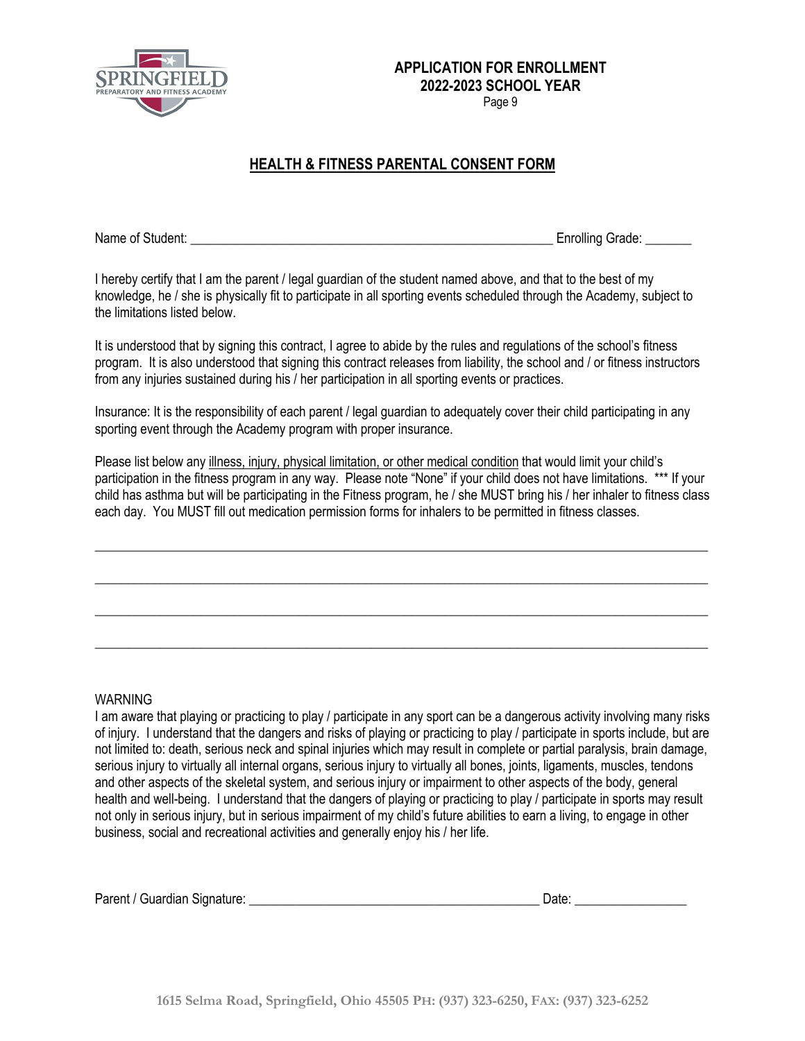**APPLICATION FOR ENROLLMENT**
**2022-2023 SCHOOL YEAR**

## HEALTH & FITNESS PARENTAL CONSENT FORM

Name of Student: ________________________________________________________ Enrolling Grade: _______

I hereby certify that I am the parent / legal guardian of the student named above, and that to the best of my knowledge, he / she is physically fit to participate in all sporting events scheduled through the Academy, subject to the limitations listed below.

It is understood that by signing this contract, I agree to abide by the rules and regulations of the school's fitness program. It is also understood that signing this contract releases from liability, the school and / or fitness instructors from any injuries sustained during his / her participation in all sporting events or practices.

Insurance: It is the responsibility of each parent / legal guardian to adequately cover their child participating in any sporting event through the Academy program with proper insurance.

Please list below any illness, injury, physical limitation, or other medical condition that would limit your child's participation in the fitness program in any way. Please note "None" if your child does not have limitations. *** If your child has asthma but will be participating in the Fitness program, he / she MUST bring his / her inhaler to fitness class each day. You MUST fill out medication permission forms for inhalers to be permitted in fitness classes.

_____________________________________________________________________________________________

_____________________________________________________________________________________________

_____________________________________________________________________________________________

_____________________________________________________________________________________________

WARNING

I am aware that playing or practicing to play / participate in any sport can be a dangerous activity involving many risks of injury. I understand that the dangers and risks of playing or practicing to play / participate in sports include, but are not limited to: death, serious neck and spinal injuries which may result in complete or partial paralysis, brain damage, serious injury to virtually all internal organs, serious injury to virtually all bones, joints, ligaments, muscles, tendons and other aspects of the skeletal system, and serious injury or impairment to other aspects of the body, general health and well-being. I understand that the dangers of playing or practicing to play / participate in sports may result not only in serious injury, but in serious impairment of my child's future abilities to earn a living, to engage in other business, social and recreational activities and generally enjoy his / her life.

Parent / Guardian Signature: ____________________________________________ Date: _________________

1615 Selma Road, Springfield, Ohio 45505 PH: (937) 323-6250, FAX: (937) 323-6252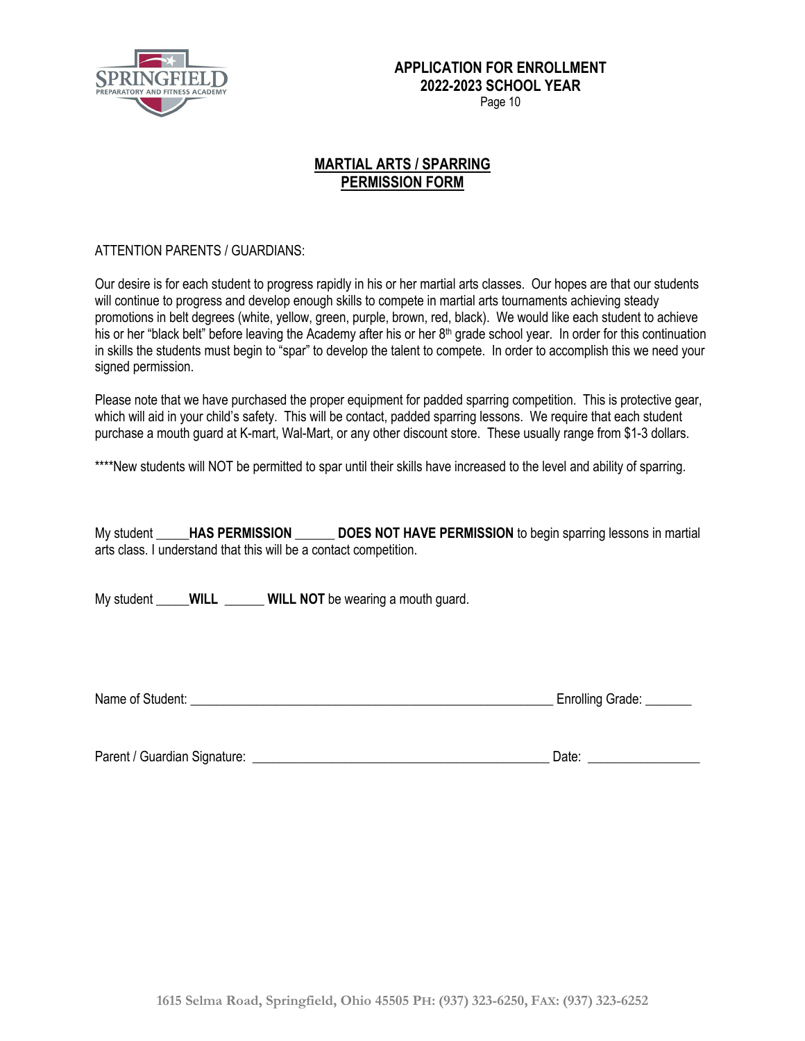**APPLICATION FOR ENROLLMENT**
**2022-2023 SCHOOL YEAR**

# MARTIAL ARTS / SPARRING PERMISSION FORM

ATTENTION PARENTS / GUARDIANS:

Our desire is for each student to progress rapidly in his or her martial arts classes. Our hopes are that our students will continue to progress and develop enough skills to compete in martial arts tournaments achieving steady promotions in belt degrees (white, yellow, green, purple, brown, red, black). We would like each student to achieve his or her "black belt" before leaving the Academy after his or her 8th grade school year. In order for this continuation in skills the students must begin to "spar" to develop the talent to compete. In order to accomplish this we need your signed permission.

Please note that we have purchased the proper equipment for padded sparring competition. This is protective gear, which will aid in your child's safety. This will be contact, padded sparring lessons. We require that each student purchase a mouth guard at K-mart, Wal-Mart, or any other discount store. These usually range from $1-3 dollars.

****New students will NOT be permitted to spar until their skills have increased to the level and ability of sparring.

My student _____**HAS PERMISSION** ______ **DOES NOT HAVE PERMISSION** to begin sparring lessons in martial arts class. I understand that this will be a contact competition.

My student _____**WILL** ______ **WILL NOT** be wearing a mouth guard.

Name of Student: ________________________________________________________ Enrolling Grade: _______

Parent / Guardian Signature: ______________________________________________ Date: ________________

1615 Selma Road, Springfield, Ohio 45505 PH: (937) 323-6250, FAX: (937) 323-6252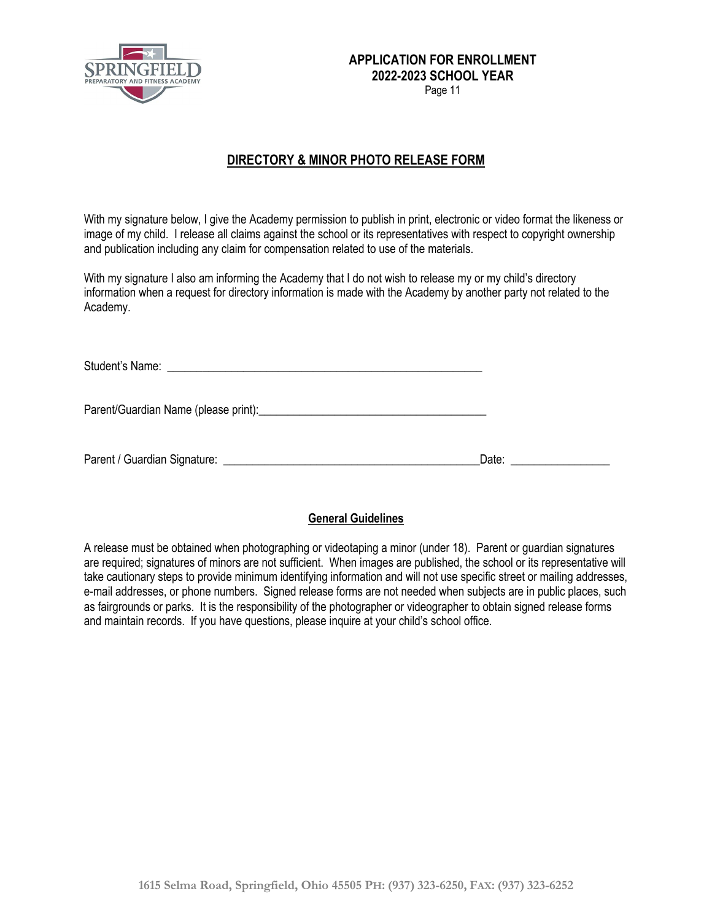**APPLICATION FOR ENROLLMENT**
**2022-2023 SCHOOL YEAR**

## DIRECTORY & MINOR PHOTO RELEASE FORM

With my signature below, I give the Academy permission to publish in print, electronic or video format the likeness or image of my child. I release all claims against the school or its representatives with respect to copyright ownership and publication including any claim for compensation related to use of the materials.

With my signature I also am informing the Academy that I do not wish to release my or my child's directory information when a request for directory information is made with the Academy by another party not related to the Academy.

Student's Name: ______________________________________________________

Parent/Guardian Name (please print):_______________________________________

Parent / Guardian Signature: ____________________________________________Date: ________________

### General Guidelines

A release must be obtained when photographing or videotaping a minor (under 18). Parent or guardian signatures are required; signatures of minors are not sufficient. When images are published, the school or its representative will take cautionary steps to provide minimum identifying information and will not use specific street or mailing addresses, e-mail addresses, or phone numbers. Signed release forms are not needed when subjects are in public places, such as fairgrounds or parks. It is the responsibility of the photographer or videographer to obtain signed release forms and maintain records. If you have questions, please inquire at your child's school office.

1615 Selma Road, Springfield, Ohio 45505 PH: (937) 323-6250, FAX: (937) 323-6252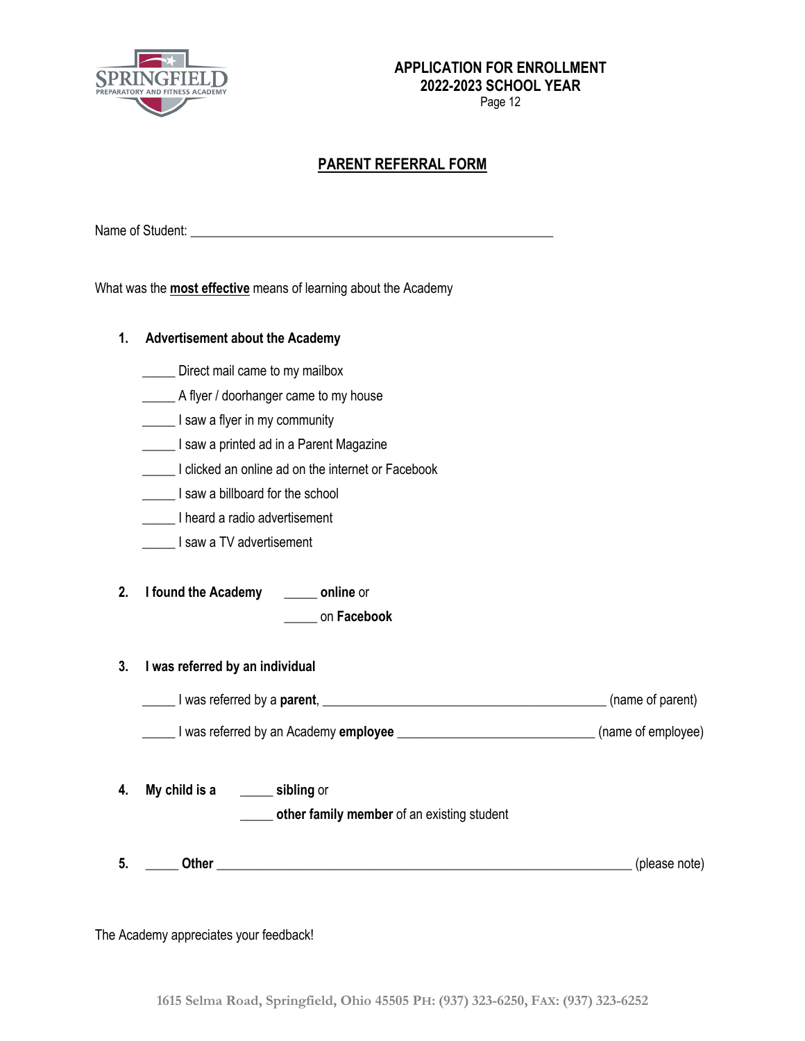**APPLICATION FOR ENROLLMENT**
**2022-2023 SCHOOL YEAR**

## PARENT REFERRAL FORM

Name of Student: ______________________________________________________

What was the **most effective** means of learning about the Academy

1. **Advertisement about the Academy**

   _____ Direct mail came to my mailbox

   _____ A flyer / doorhanger came to my house

   _____ I saw a flyer in my community

   _____ I saw a printed ad in a Parent Magazine

   _____ I clicked an online ad on the internet or Facebook

   _____ I saw a billboard for the school

   _____ I heard a radio advertisement

   _____ I saw a TV advertisement

2. **I found the Academy** _____ **online** or

   _____ on **Facebook**

3. **I was referred by an individual**

   _____ I was referred by a **parent**, __________________________________________ (name of parent)

   _____ I was referred by an Academy **employee** _____________________________ (name of employee)

4. **My child is a** _____ **sibling** or

   _____ **other family member** of an existing student

5. _____ **Other** _________________________________________________________________ (please note)

The Academy appreciates your feedback!

1615 Selma Road, Springfield, Ohio 45505 PH: (937) 323-6250, FAX: (937) 323-6252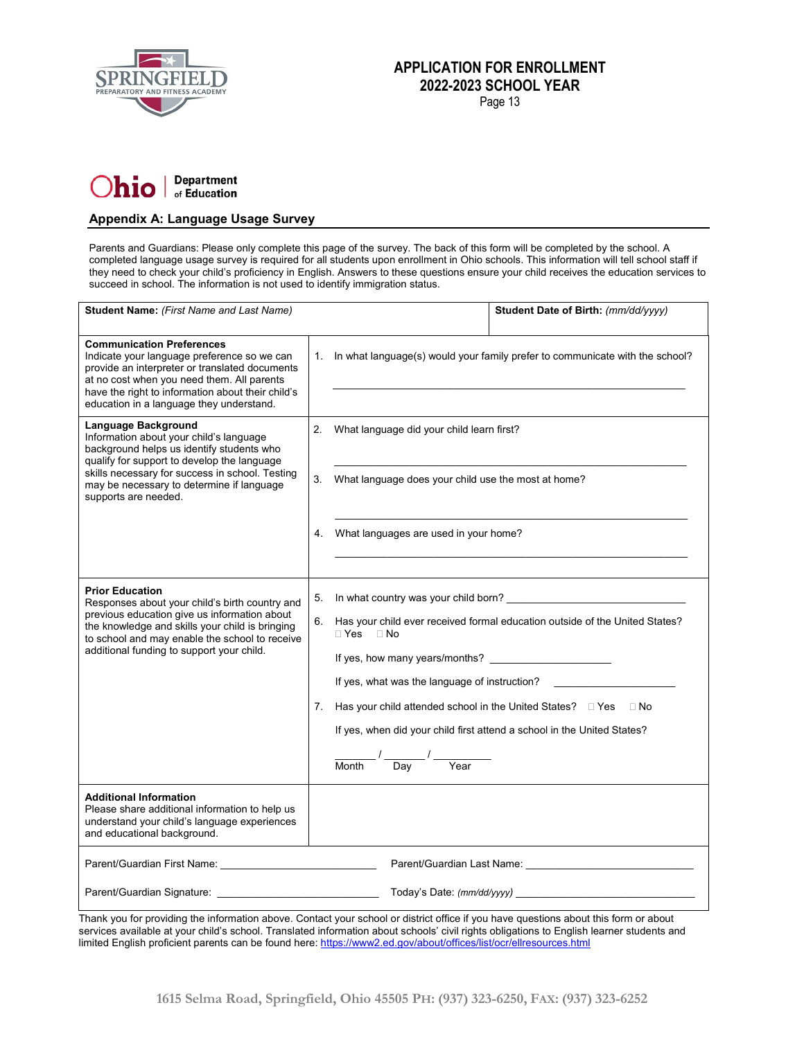# APPLICATION FOR ENROLLMENT
# 2022-2023 SCHOOL YEAR

Ohio | Department of Education

## Appendix A: Language Usage Survey

Parents and Guardians: Please only complete this page of the survey. The back of this form will be completed by the school. A completed language usage survey is required for all students upon enrollment in Ohio schools. This information will tell school staff if they need to check your child's proficiency in English. Answers to these questions ensure your child receives the education services to succeed in school. The information is not used to identify immigration status.

| | |
|---|---|
| **Student Name:** *(First Name and Last Name)* | **Student Date of Birth:** *(mm/dd/yyyy)* |
| **Communication Preferences**<br>Indicate your language preference so we can provide an interpreter or translated documents at no cost when you need them. All parents have the right to information about their child's education in a language they understand. | 1. In what language(s) would your family prefer to communicate with the school?<br>\_\_\_\_\_\_\_\_\_\_\_\_\_\_\_\_\_\_\_\_\_\_\_\_\_\_\_\_\_\_\_\_\_\_\_\_ |
| **Language Background**<br>Information about your child's language background helps us identify students who qualify for support to develop the language skills necessary for success in school. Testing may be necessary to determine if language supports are needed. | 2. What language did your child learn first?<br>\_\_\_\_\_\_\_\_\_\_\_\_\_\_\_\_\_\_\_\_\_\_\_\_\_\_\_\_\_\_\_\_\_\_\_\_<br>3. What language does your child use the most at home?<br>\_\_\_\_\_\_\_\_\_\_\_\_\_\_\_\_\_\_\_\_\_\_\_\_\_\_\_\_\_\_\_\_\_\_\_\_<br>4. What languages are used in your home?<br>\_\_\_\_\_\_\_\_\_\_\_\_\_\_\_\_\_\_\_\_\_\_\_\_\_\_\_\_\_\_\_\_\_\_\_\_ |
| **Prior Education**<br>Responses about your child's birth country and previous education give us information about the knowledge and skills your child is bringing to school and may enable the school to receive additional funding to support your child. | 5. In what country was your child born? \_\_\_\_\_\_\_\_\_\_\_\_\_\_\_\_\_\_\_\_<br>6. Has your child ever received formal education outside of the United States? ☐ Yes ☐ No<br>If yes, how many years/months? \_\_\_\_\_\_\_\_\_\_\_\_\_\_\_<br>If yes, what was the language of instruction? \_\_\_\_\_\_\_\_\_\_\_\_\_\_\_<br>7. Has your child attended school in the United States? ☐ Yes ☐ No<br>If yes, when did your child first attend a school in the United States?<br>\_\_\_\_\_\_ / \_\_\_\_\_\_ / \_\_\_\_\_\_<br>Month Day Year |
| **Additional Information**<br>Please share additional information to help us understand your child's language experiences and educational background. | |
| Parent/Guardian First Name: \_\_\_\_\_\_\_\_\_\_\_\_\_\_\_\_\_\_\_\_ | Parent/Guardian Last Name: \_\_\_\_\_\_\_\_\_\_\_\_\_\_\_\_\_\_\_\_ |
| Parent/Guardian Signature: \_\_\_\_\_\_\_\_\_\_\_\_\_\_\_\_\_\_\_\_ | Today's Date: *(mm/dd/yyyy)* \_\_\_\_\_\_\_\_\_\_\_\_\_\_\_\_\_\_\_\_ |

Thank you for providing the information above. Contact your school or district office if you have questions about this form or about services available at your child's school. Translated information about schools' civil rights obligations to English learner students and limited English proficient parents can be found here: https://www2.ed.gov/about/offices/list/ocr/ellresources.html

1615 Selma Road, Springfield, Ohio 45505 PH: (937) 323-6250, FAX: (937) 323-6252